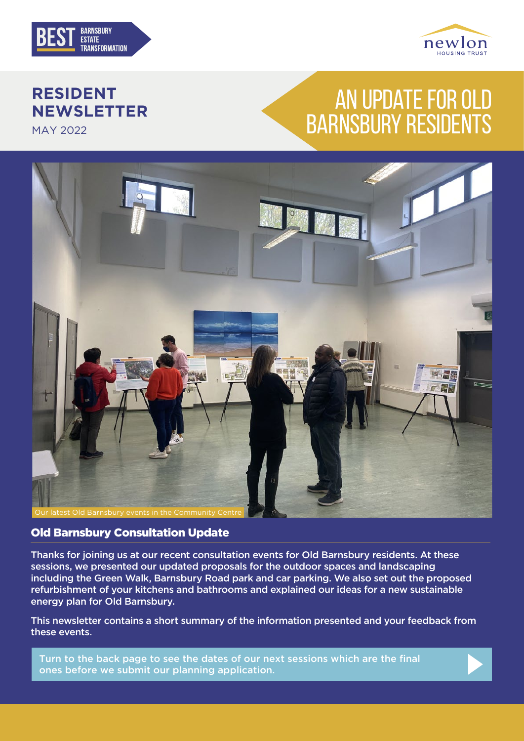BEST BARNSBURY ESTATE TRANSFORMATION

newlon HOUSING TRUST

# RESIDENT NEWSLETTER

MAY 2022

# AN UPDATE FOR OLD BARNSBURY RESIDENTS

Our latest Old Barnsbury events in the Community Centre

## Old Barnsbury Consultation Update

Thanks for joining us at our recent consultation events for Old Barnsbury residents. At these sessions, we presented our updated proposals for the outdoor spaces and landscaping including the Green Walk, Barnsbury Road park and car parking. We also set out the proposed refurbishment of your kitchens and bathrooms and explained our ideas for a new sustainable energy plan for Old Barnsbury.

This newsletter contains a short summary of the information presented and your feedback from these events.

Turn to the back page to see the dates of our next sessions which are the final ones before we submit our planning application.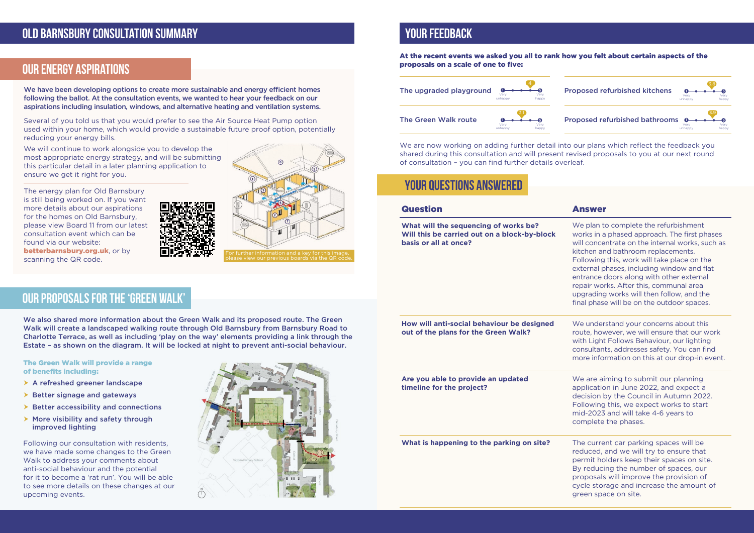# OLD BARNSBURY CONSULTATION SUMMARY

## OUR ENERGY ASPIRATIONS

**We have been developing options to create more sustainable and energy efficient homes following the ballot. At the consultation events, we wanted to hear your feedback on our aspirations including insulation, windows, and alternative heating and ventilation systems.**

Several of you told us that you would prefer to see the Air Source Heat Pump option used within your home, which would provide a sustainable future proof option, potentially reducing your energy bills.

We will continue to work alongside you to develop the most appropriate energy strategy, and will be submitting this particular detail in a later planning application to ensure we get it right for you.

The energy plan for Old Barnsbury is still being worked on. If you want more details about our aspirations for the homes on Old Barnsbury, please view Board 11 from our latest consultation event which can be found via our website: **betterbarnsbury.org.uk**, or by scanning the QR code.

For further information and a key for this image, please view our previous boards via the QR code.

## OUR PROPOSALS FOR THE 'GREEN WALK'

**We also shared more information about the Green Walk and its proposed route. The Green Walk will create a landscaped walking route through Old Barnsbury from Barnsbury Road to Charlotte Terrace, as well as including 'play on the way' elements providing a link through the Estate – as shown on the diagram. It will be locked at night to prevent anti-social behaviour.**

**The Green Walk will provide a range of benefits including:**

- A refreshed greener landscape
- Better signage and gateways
- Better accessibility and connections
- More visibility and safety through improved lighting

Following our consultation with residents, we have made some changes to the Green Walk to address your comments about anti-social behaviour and the potential for it to become a 'rat run'. You will be able to see more details on these changes at our upcoming events.

# YOUR FEEDBACK

**At the recent events we asked you all to rank how you felt about certain aspects of the proposals on a scale of one to five:**

| Aspect | Score (1 = Very unhappy, 5 = Very happy) |
|---|---|
| The upgraded playground | 4 |
| The Green Walk route | 3.1 |
| Proposed refurbished kitchens | 3.8 |
| Proposed refurbished bathrooms | 3.9 |

We are now working on adding further detail into our plans which reflect the feedback you shared during this consultation and will present revised proposals to you at our next round of consultation – you can find further details overleaf.

## YOUR QUESTIONS ANSWERED

| Question | Answer |
|---|---|
| **What will the sequencing of works be? Will this be carried out on a block-by-block basis or all at once?** | We plan to complete the refurbishment works in a phased approach. The first phases will concentrate on the internal works, such as kitchen and bathroom replacements. Following this, work will take place on the external phases, including window and flat entrance doors along with other external repair works. After this, communal area upgrading works will then follow, and the final phase will be on the outdoor spaces. |
| **How will anti-social behaviour be designed out of the plans for the Green Walk?** | We understand your concerns about this route, however, we will ensure that our work with Light Follows Behaviour, our lighting consultants, addresses safety. You can find more information on this at our drop-in event. |
| **Are you able to provide an updated timeline for the project?** | We are aiming to submit our planning application in June 2022, and expect a decision by the Council in Autumn 2022. Following this, we expect works to start mid-2023 and will take 4-6 years to complete the phases. |
| **What is happening to the parking on site?** | The current car parking spaces will be reduced, and we will try to ensure that permit holders keep their spaces on site. By reducing the number of spaces, our proposals will improve the provision of cycle storage and increase the amount of green space on site. |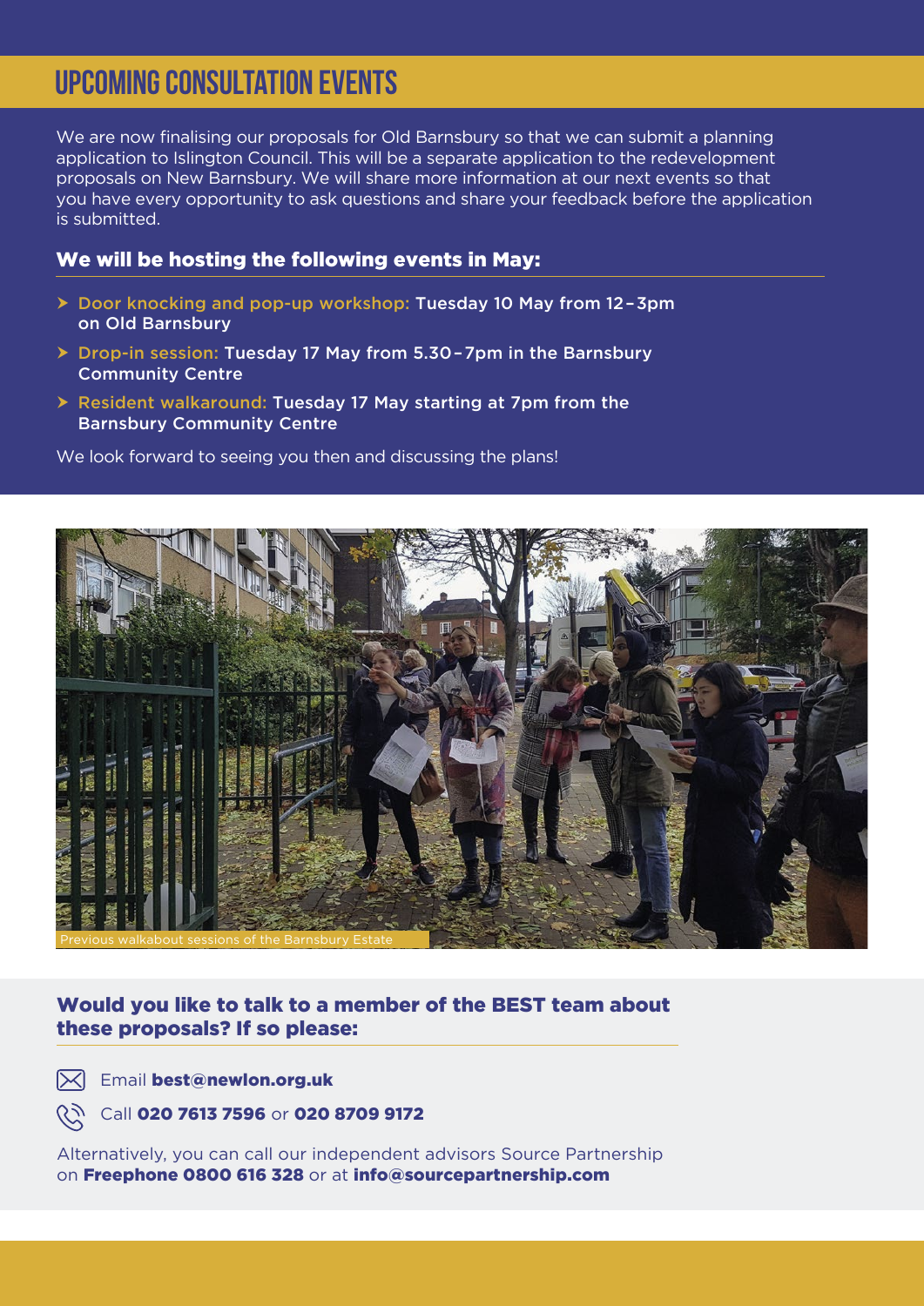# UPCOMING CONSULTATION EVENTS

We are now finalising our proposals for Old Barnsbury so that we can submit a planning application to Islington Council. This will be a separate application to the redevelopment proposals on New Barnsbury. We will share more information at our next events so that you have every opportunity to ask questions and share your feedback before the application is submitted.

## We will be hosting the following events in May:

- Door knocking and pop-up workshop: **Tuesday 10 May from 12–3pm on Old Barnsbury**
- Drop-in session: **Tuesday 17 May from 5.30–7pm in the Barnsbury Community Centre**
- Resident walkaround: **Tuesday 17 May starting at 7pm from the Barnsbury Community Centre**

We look forward to seeing you then and discussing the plans!

Previous walkabout sessions of the Barnsbury Estate

## Would you like to talk to a member of the BEST team about these proposals? If so please:

Email **best@newlon.org.uk**

Call **020 7613 7596** or **020 8709 9172**

Alternatively, you can call our independent advisors Source Partnership on **Freephone 0800 616 328** or at **info@sourcepartnership.com**